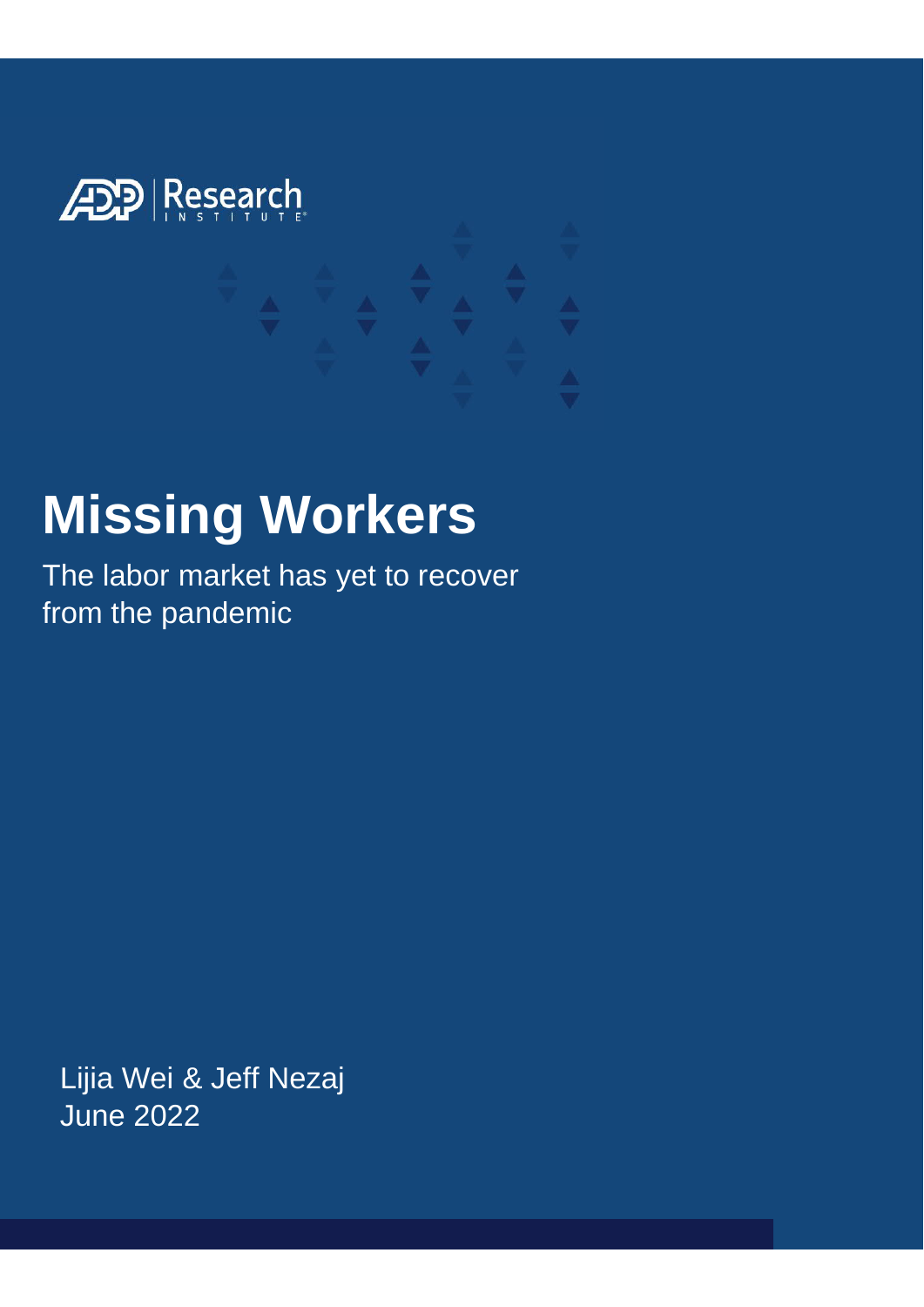ADP | Research INSTITUTE®

# Missing Workers

The labor market has yet to recover from the pandemic

Lijia Wei & Jeff Nezaj

June 2022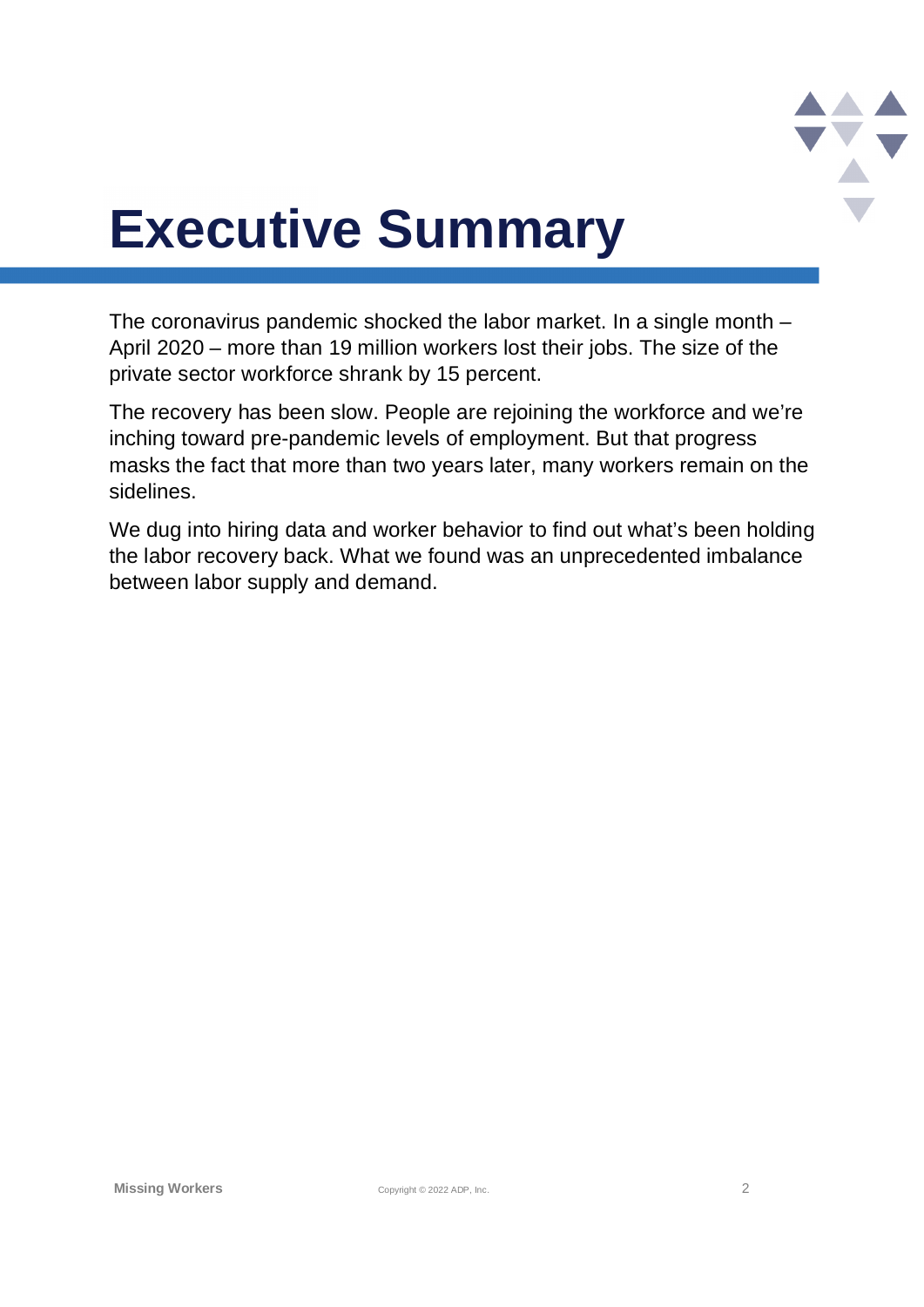# Executive Summary

The coronavirus pandemic shocked the labor market. In a single month – April 2020 – more than 19 million workers lost their jobs. The size of the private sector workforce shrank by 15 percent.

The recovery has been slow. People are rejoining the workforce and we're inching toward pre-pandemic levels of employment. But that progress masks the fact that more than two years later, many workers remain on the sidelines.

We dug into hiring data and worker behavior to find out what's been holding the labor recovery back. What we found was an unprecedented imbalance between labor supply and demand.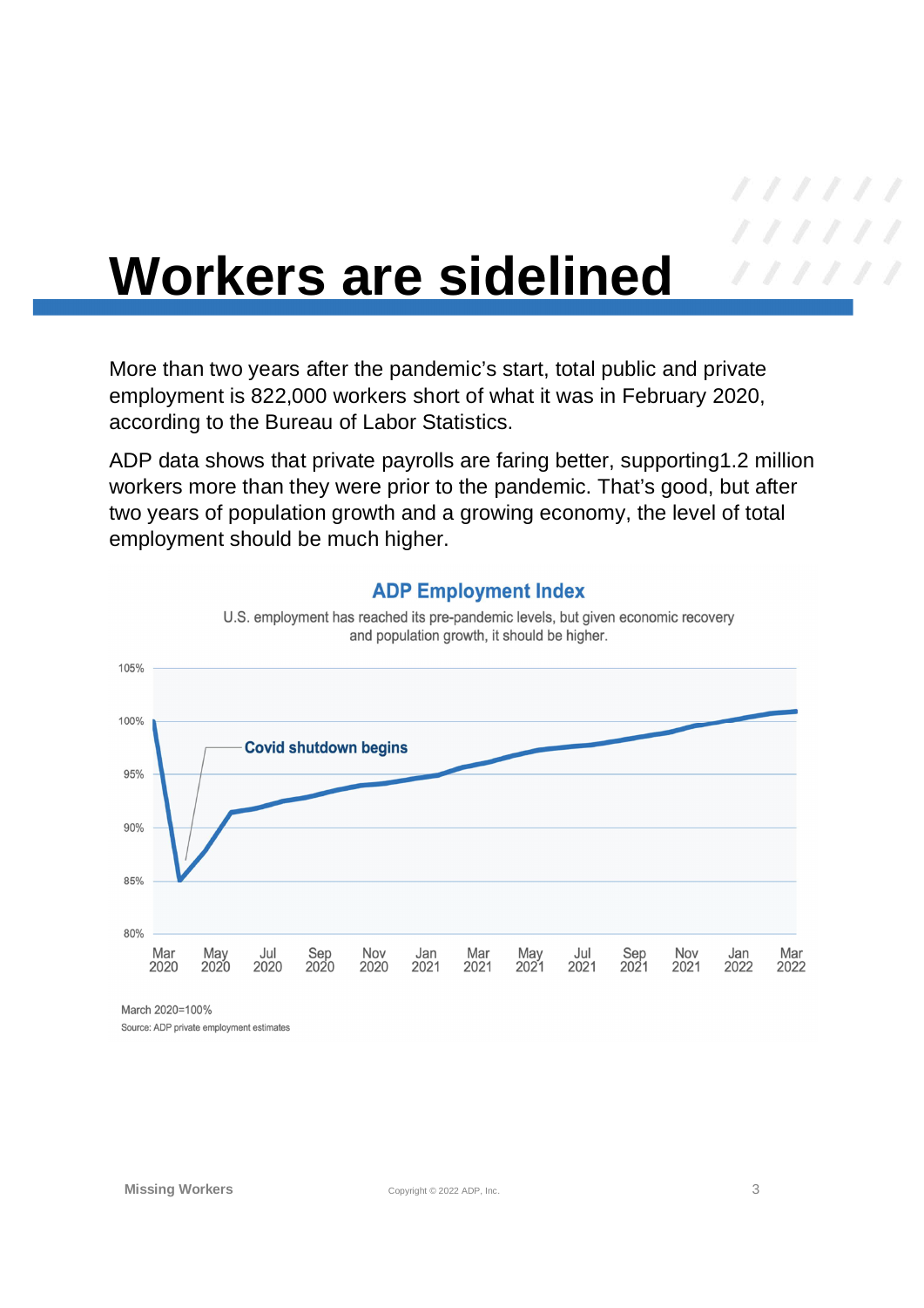# Workers are sidelined

More than two years after the pandemic's start, total public and private employment is 822,000 workers short of what it was in February 2020, according to the Bureau of Labor Statistics.

ADP data shows that private payrolls are faring better, supporting1.2 million workers more than they were prior to the pandemic. That's good, but after two years of population growth and a growing economy, the level of total employment should be much higher.

**ADP Employment Index**

U.S. employment has reached its pre-pandemic levels, but given economic recovery and population growth, it should be higher.

105%
100%
95%
90%
85%
80%

Covid shutdown begins

Mar 2020, May 2020, Jul 2020, Sep 2020, Nov 2020, Jan 2021, Mar 2021, May 2021, Jul 2021, Sep 2021, Nov 2021, Jan 2022, Mar 2022

March 2020=100%

Source: ADP private employment estimates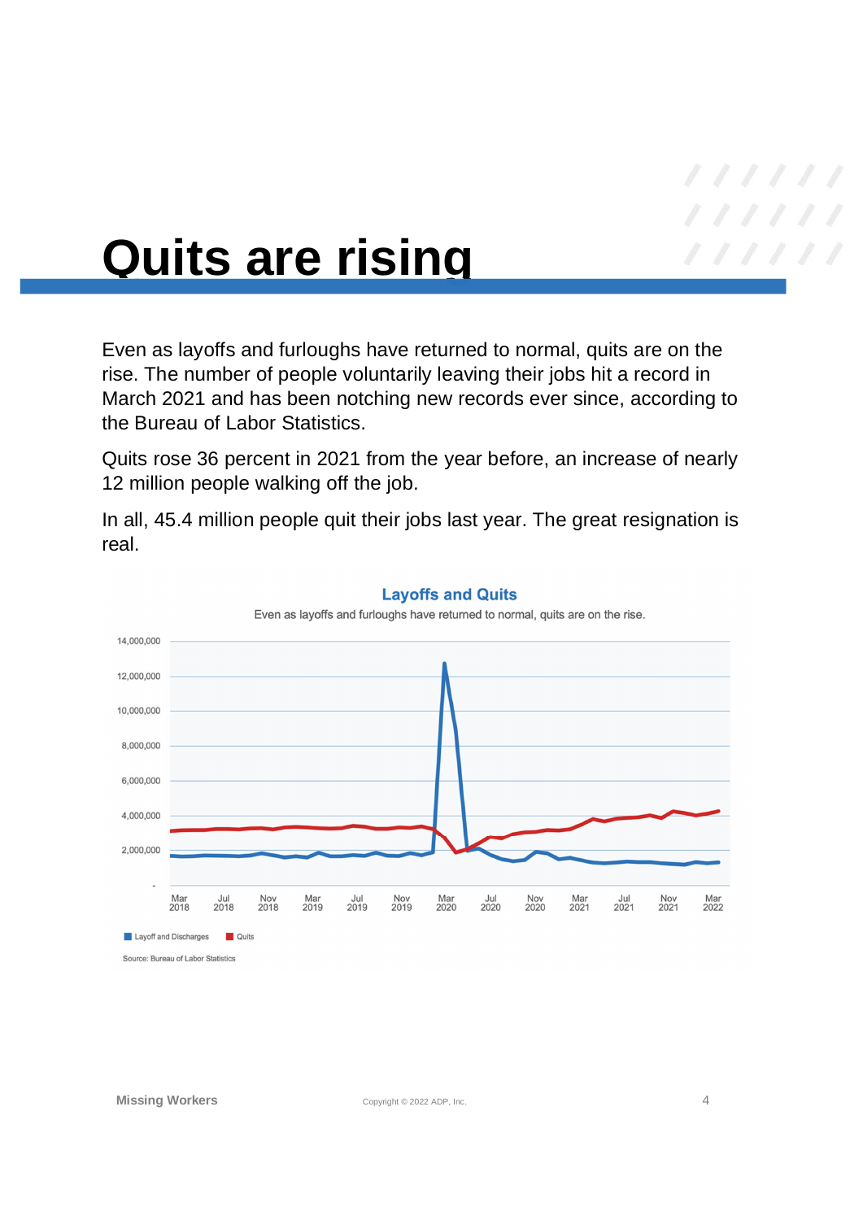# Quits are rising

Even as layoffs and furloughs have returned to normal, quits are on the rise. The number of people voluntarily leaving their jobs hit a record in March 2021 and has been notching new records ever since, according to the Bureau of Labor Statistics.

Quits rose 36 percent in 2021 from the year before, an increase of nearly 12 million people walking off the job.

In all, 45.4 million people quit their jobs last year. The great resignation is real.

**Layoffs and Quits**

Even as layoffs and furloughs have returned to normal, quits are on the rise.

14,000,000
12,000,000
10,000,000
8,000,000
6,000,000
4,000,000
2,000,000
-

Mar 2018, Jul 2018, Nov 2018, Mar 2019, Jul 2019, Nov 2019, Mar 2020, Jul 2020, Nov 2020, Mar 2021, Jul 2021, Nov 2021, Mar 2022

Layoff and Discharges
Quits

Source: Bureau of Labor Statistics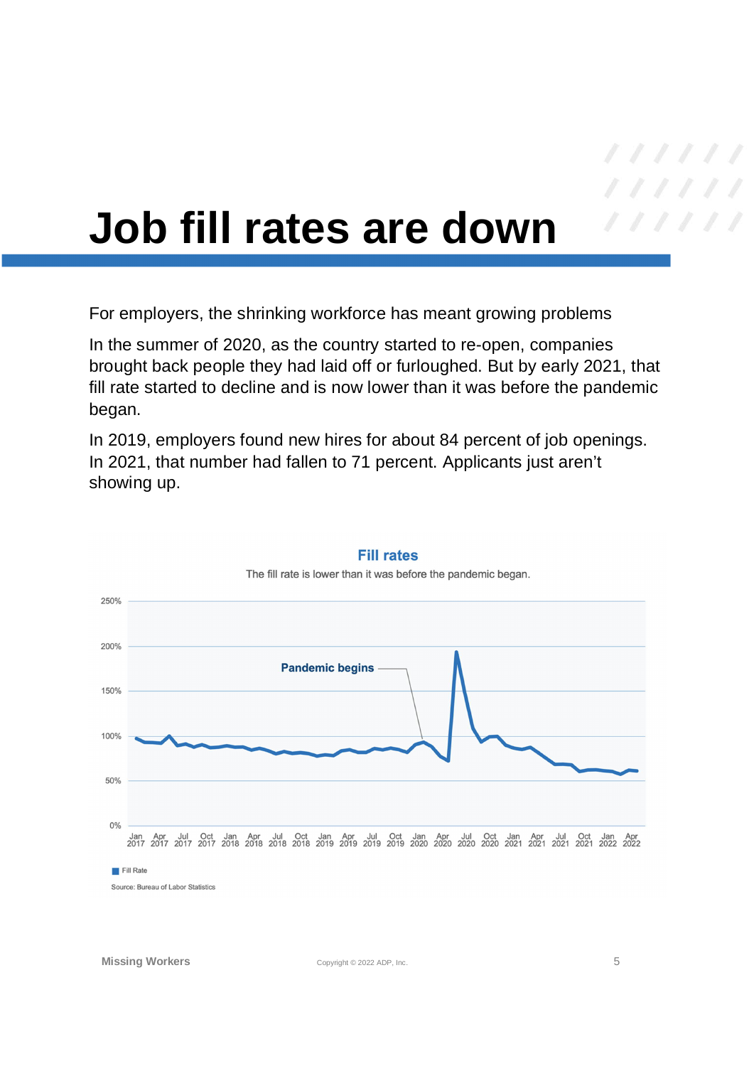# Job fill rates are down

For employers, the shrinking workforce has meant growing problems

In the summer of 2020, as the country started to re-open, companies brought back people they had laid off or furloughed. But by early 2021, that fill rate started to decline and is now lower than it was before the pandemic began.

In 2019, employers found new hires for about 84 percent of job openings. In 2021, that number had fallen to 71 percent. Applicants just aren't showing up.

**Fill rates**

The fill rate is lower than it was before the pandemic began.

250%
200%
150%
100%
50%
0%

Pandemic begins

Jan 2017, Apr 2017, Jul 2017, Oct 2017, Jan 2018, Apr 2018, Jul 2018, Oct 2018, Jan 2019, Apr 2019, Jul 2019, Oct 2019, Jan 2020, Apr 2020, Jul 2020, Oct 2020, Jan 2021, Apr 2021, Jul 2021, Oct 2021, Jan 2022, Apr 2022

Fill Rate

Source: Bureau of Labor Statistics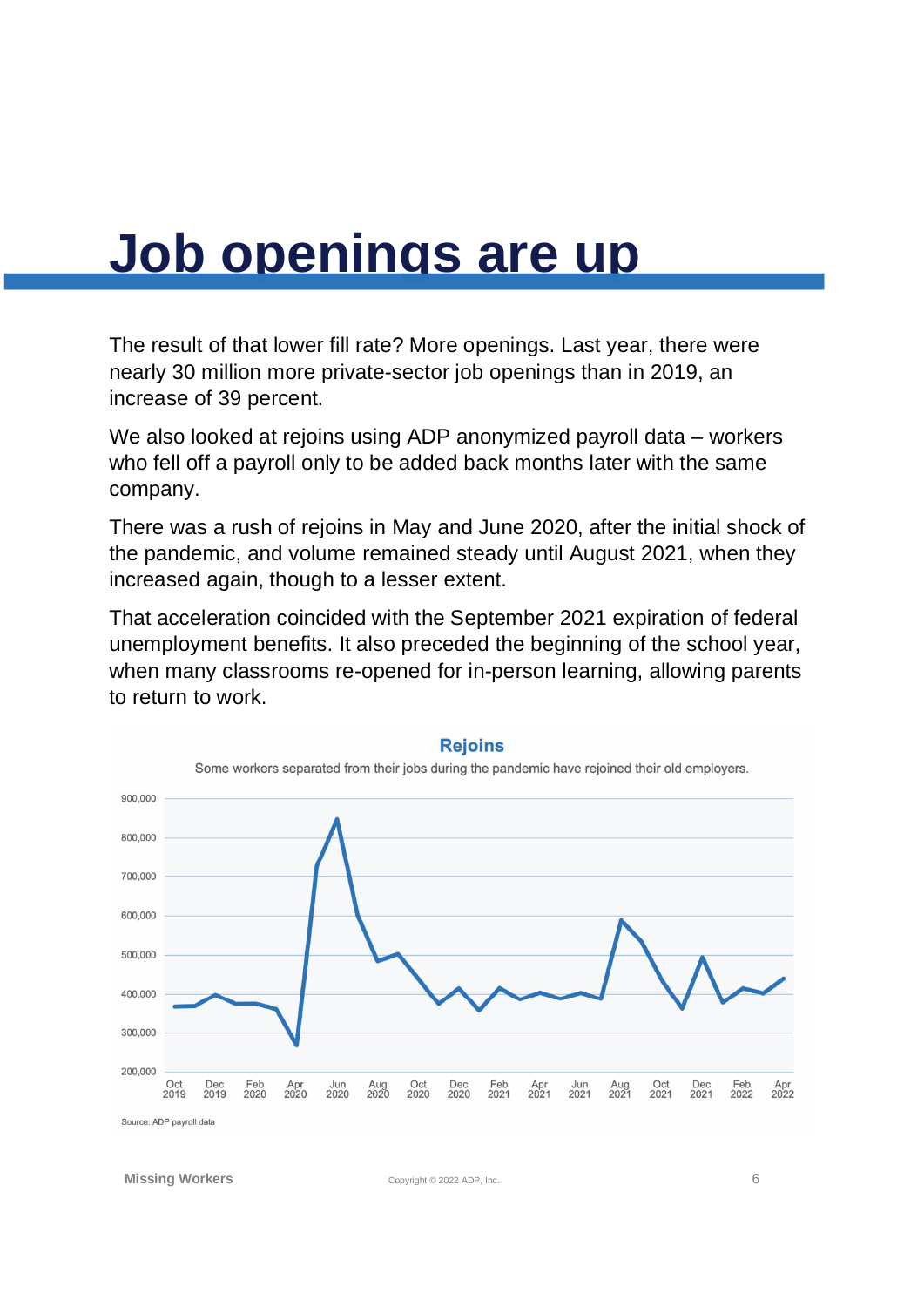# Job openings are up

The result of that lower fill rate? More openings. Last year, there were nearly 30 million more private-sector job openings than in 2019, an increase of 39 percent.

We also looked at rejoins using ADP anonymized payroll data – workers who fell off a payroll only to be added back months later with the same company.

There was a rush of rejoins in May and June 2020, after the initial shock of the pandemic, and volume remained steady until August 2021, when they increased again, though to a lesser extent.

That acceleration coincided with the September 2021 expiration of federal unemployment benefits. It also preceded the beginning of the school year, when many classrooms re-opened for in-person learning, allowing parents to return to work.

**Rejoins**

Some workers separated from their jobs during the pandemic have rejoined their old employers.

Source: ADP payroll data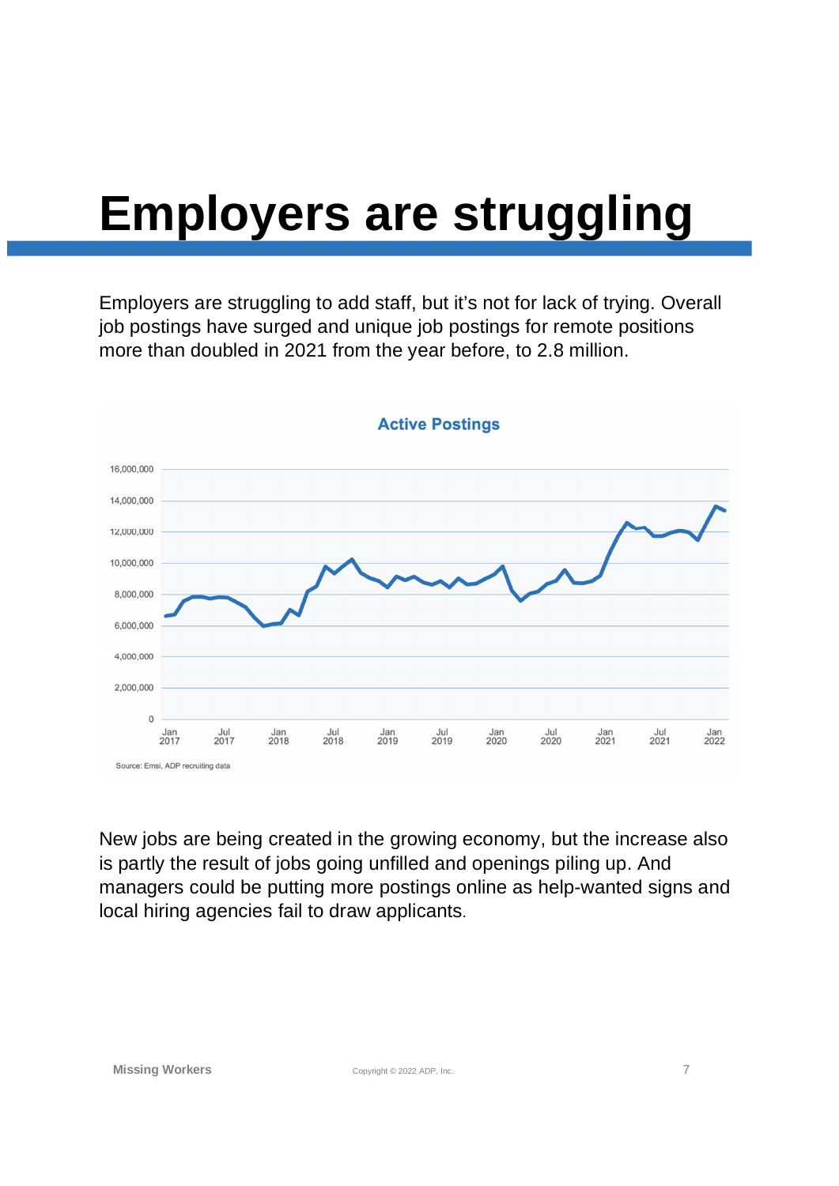# Employers are struggling

Employers are struggling to add staff, but it's not for lack of trying. Overall job postings have surged and unique job postings for remote positions more than doubled in 2021 from the year before, to 2.8 million.

Active Postings

16,000,000
14,000,000
12,000,000
10,000,000
8,000,000
6,000,000
4,000,000
2,000,000
0

Jan 2017
Jul 2017
Jan 2018
Jul 2018
Jan 2019
Jul 2019
Jan 2020
Jul 2020
Jan 2021
Jul 2021
Jan 2022

Source: Emsi, ADP recruiting data

New jobs are being created in the growing economy, but the increase also is partly the result of jobs going unfilled and openings piling up. And managers could be putting more postings online as help-wanted signs and local hiring agencies fail to draw applicants.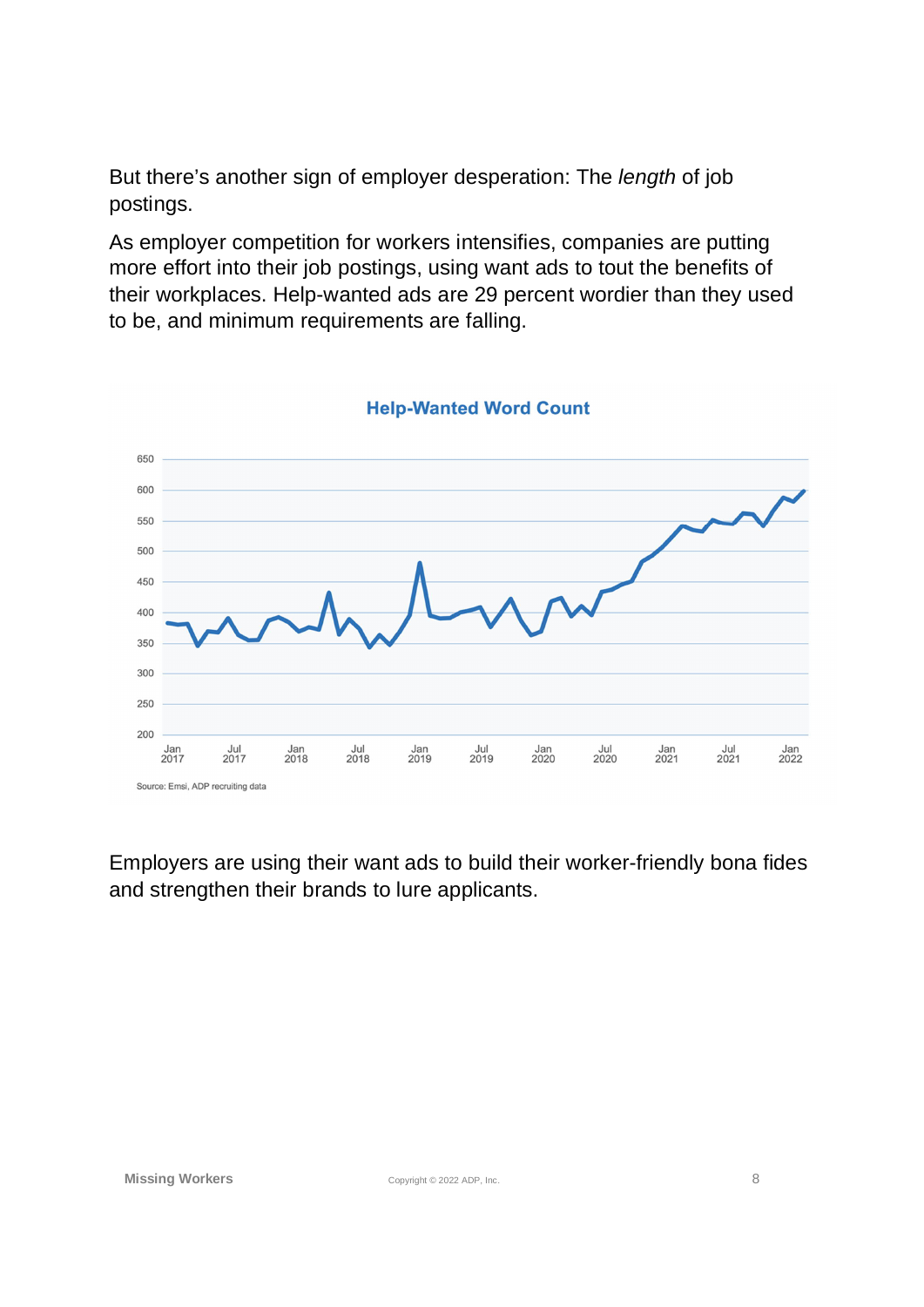But there's another sign of employer desperation: The *length* of job postings.

As employer competition for workers intensifies, companies are putting more effort into their job postings, using want ads to tout the benefits of their workplaces. Help-wanted ads are 29 percent wordier than they used to be, and minimum requirements are falling.

**Help-Wanted Word Count**

650
600
550
500
450
400
350
300
250
200

Jan 2017
Jul 2017
Jan 2018
Jul 2018
Jan 2019
Jul 2019
Jan 2020
Jul 2020
Jan 2021
Jul 2021
Jan 2022

Source: Emsi, ADP recruiting data

Employers are using their want ads to build their worker-friendly bona fides and strengthen their brands to lure applicants.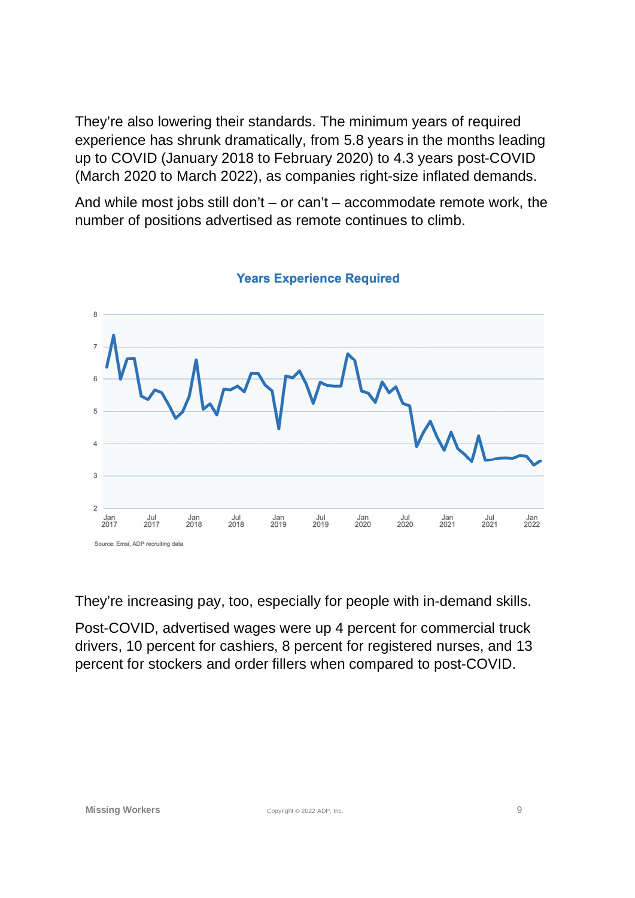They're also lowering their standards. The minimum years of required experience has shrunk dramatically, from 5.8 years in the months leading up to COVID (January 2018 to February 2020) to 4.3 years post-COVID (March 2020 to March 2022), as companies right-size inflated demands.

And while most jobs still don't – or can't – accommodate remote work, the number of positions advertised as remote continues to climb.

**Years Experience Required**

8
7
6
5
4
3
2

Jan 2017
Jul 2017
Jan 2018
Jul 2018
Jan 2019
Jul 2019
Jan 2020
Jul 2020
Jan 2021
Jul 2021
Jan 2022

Source: Emsi, ADP recruiting data

They're increasing pay, too, especially for people with in-demand skills.

Post-COVID, advertised wages were up 4 percent for commercial truck drivers, 10 percent for cashiers, 8 percent for registered nurses, and 13 percent for stockers and order fillers when compared to post-COVID.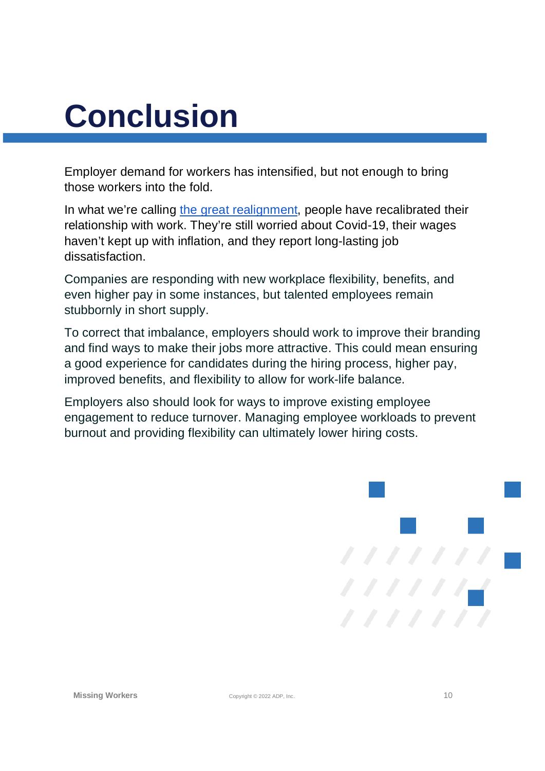# Conclusion

Employer demand for workers has intensified, but not enough to bring those workers into the fold.

In what we're calling the great realignment, people have recalibrated their relationship with work. They're still worried about Covid-19, their wages haven't kept up with inflation, and they report long-lasting job dissatisfaction.

Companies are responding with new workplace flexibility, benefits, and even higher pay in some instances, but talented employees remain stubbornly in short supply.

To correct that imbalance, employers should work to improve their branding and find ways to make their jobs more attractive. This could mean ensuring a good experience for candidates during the hiring process, higher pay, improved benefits, and flexibility to allow for work-life balance.

Employers also should look for ways to improve existing employee engagement to reduce turnover. Managing employee workloads to prevent burnout and providing flexibility can ultimately lower hiring costs.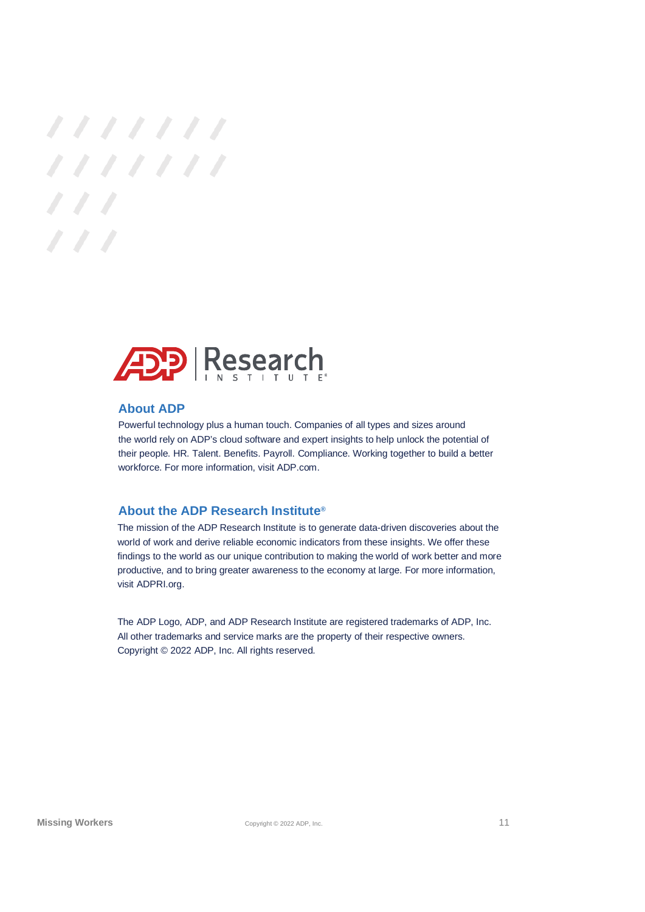## About ADP

Powerful technology plus a human touch. Companies of all types and sizes around the world rely on ADP's cloud software and expert insights to help unlock the potential of their people. HR. Talent. Benefits. Payroll. Compliance. Working together to build a better workforce. For more information, visit ADP.com.

## About the ADP Research Institute®

The mission of the ADP Research Institute is to generate data-driven discoveries about the world of work and derive reliable economic indicators from these insights. We offer these findings to the world as our unique contribution to making the world of work better and more productive, and to bring greater awareness to the economy at large. For more information, visit ADPRI.org.

The ADP Logo, ADP, and ADP Research Institute are registered trademarks of ADP, Inc. All other trademarks and service marks are the property of their respective owners. Copyright © 2022 ADP, Inc. All rights reserved.